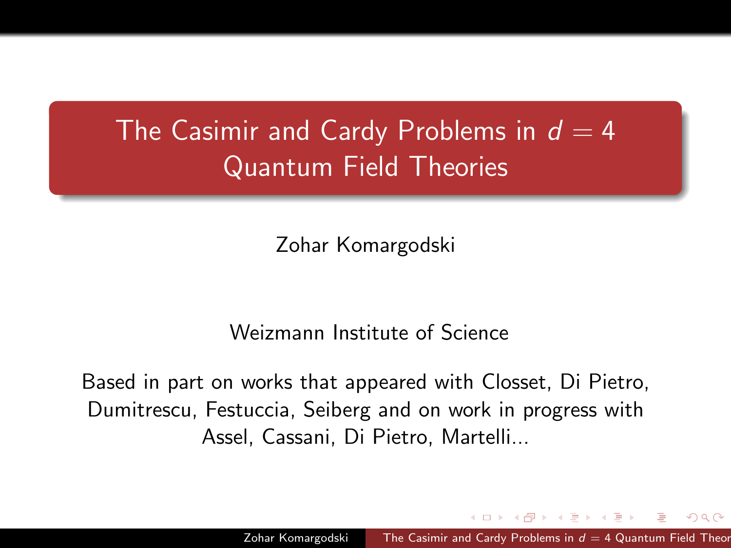# The Casimir and Cardy Problems in $d = 4$ Quantum Field Theories

Zohar Komargodski

Weizmann Institute of Science

Based in part on works that appeared with Closset, Di Pietro, Dumitrescu, Festuccia, Seiberg and on work in progress with Assel, Cassani, Di Pietro, Martelli...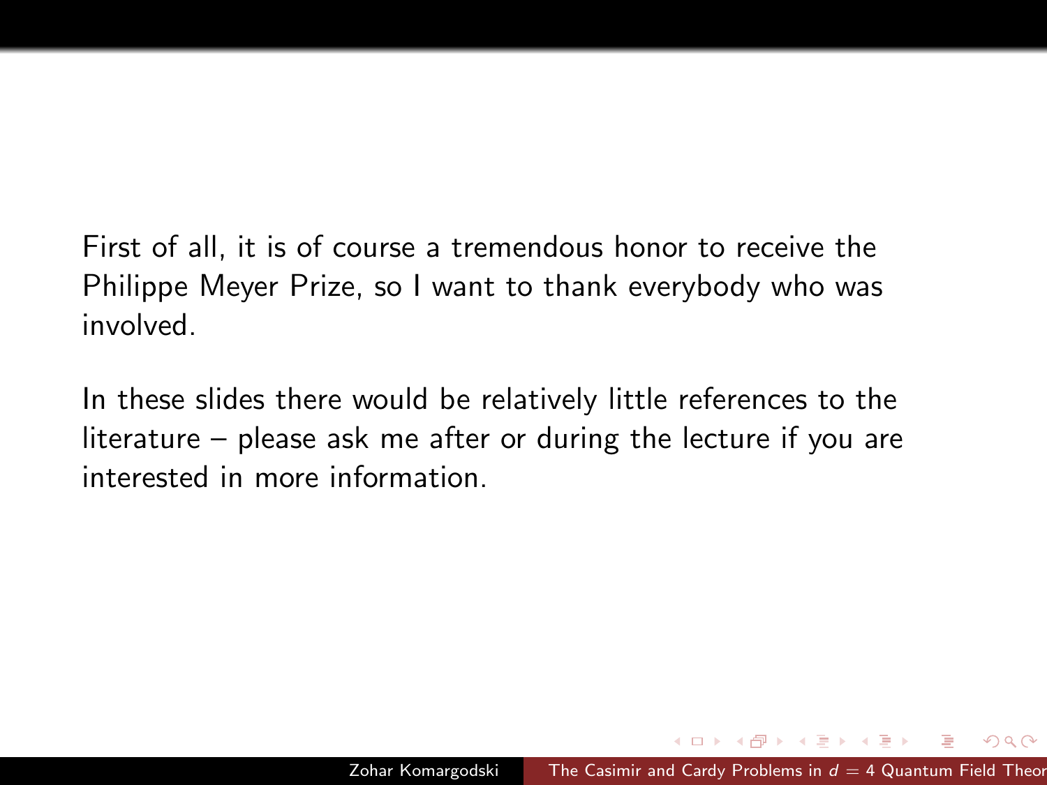First of all, it is of course a tremendous honor to receive the Philippe Meyer Prize, so I want to thank everybody who was involved.

In these slides there would be relatively little references to the literature – please ask me after or during the lecture if you are interested in more information.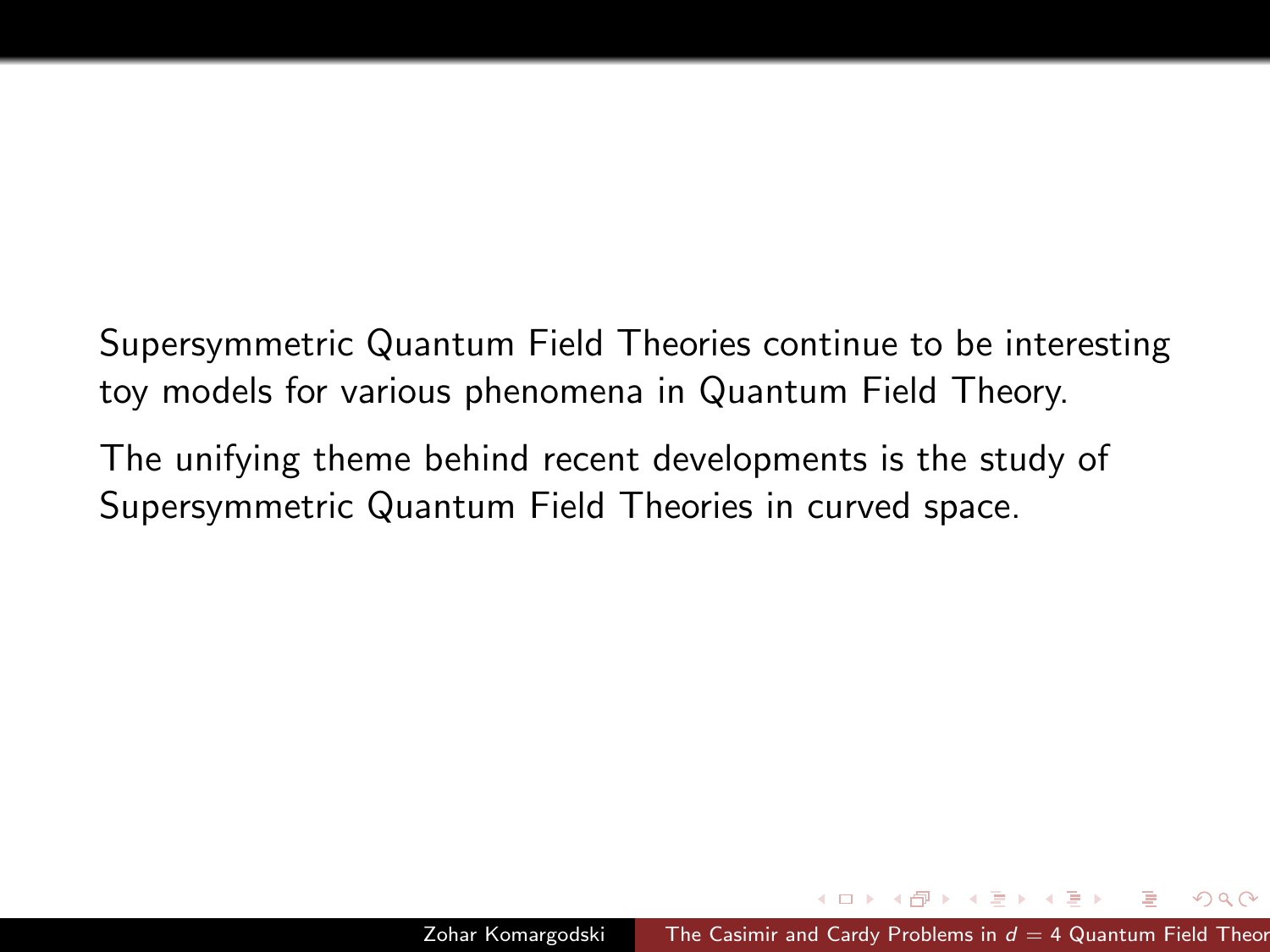Supersymmetric Quantum Field Theories continue to be interesting toy models for various phenomena in Quantum Field Theory.

The unifying theme behind recent developments is the study of Supersymmetric Quantum Field Theories in curved space.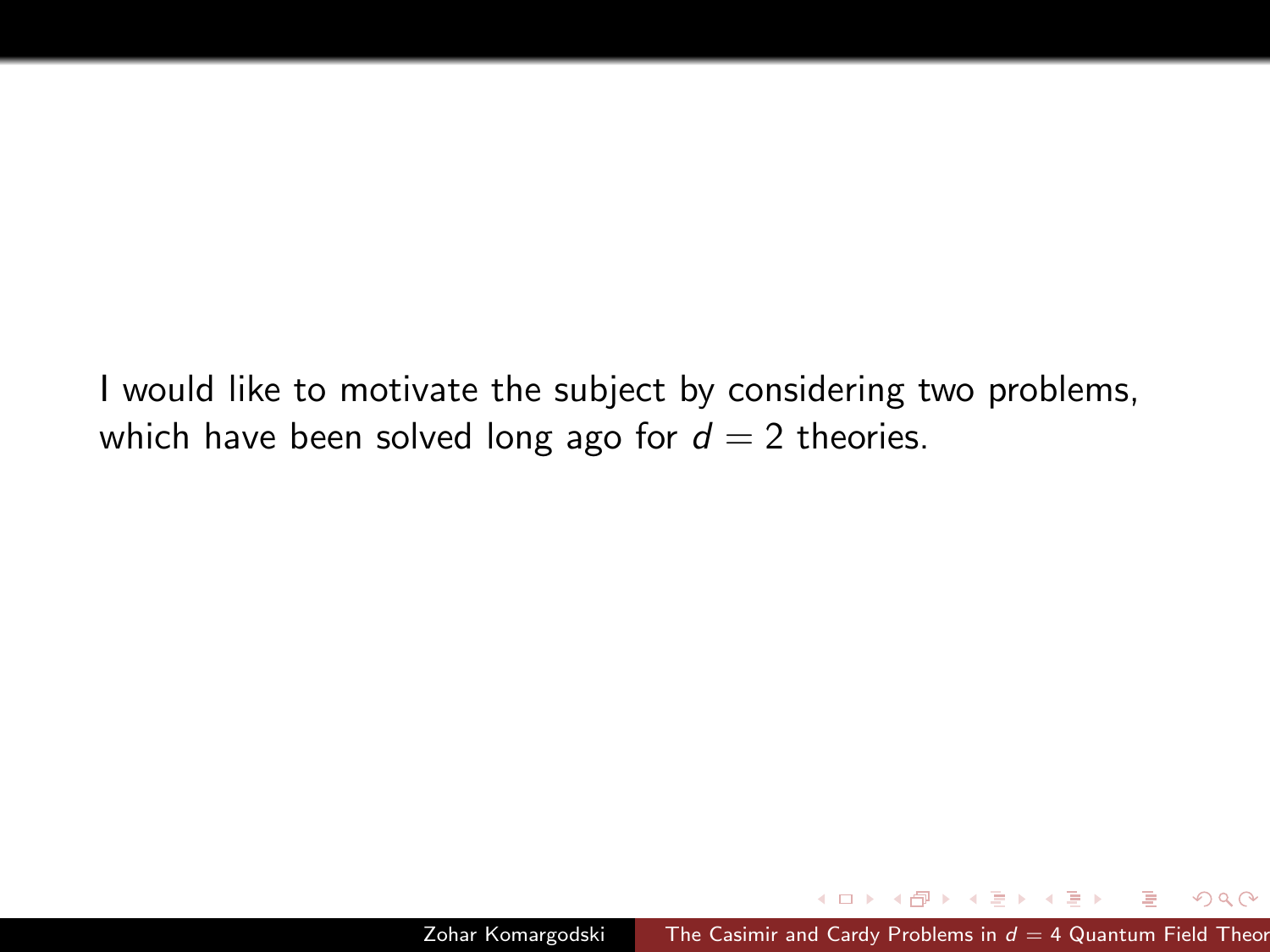I would like to motivate the subject by considering two problems, which have been solved long ago for $d = 2$ theories.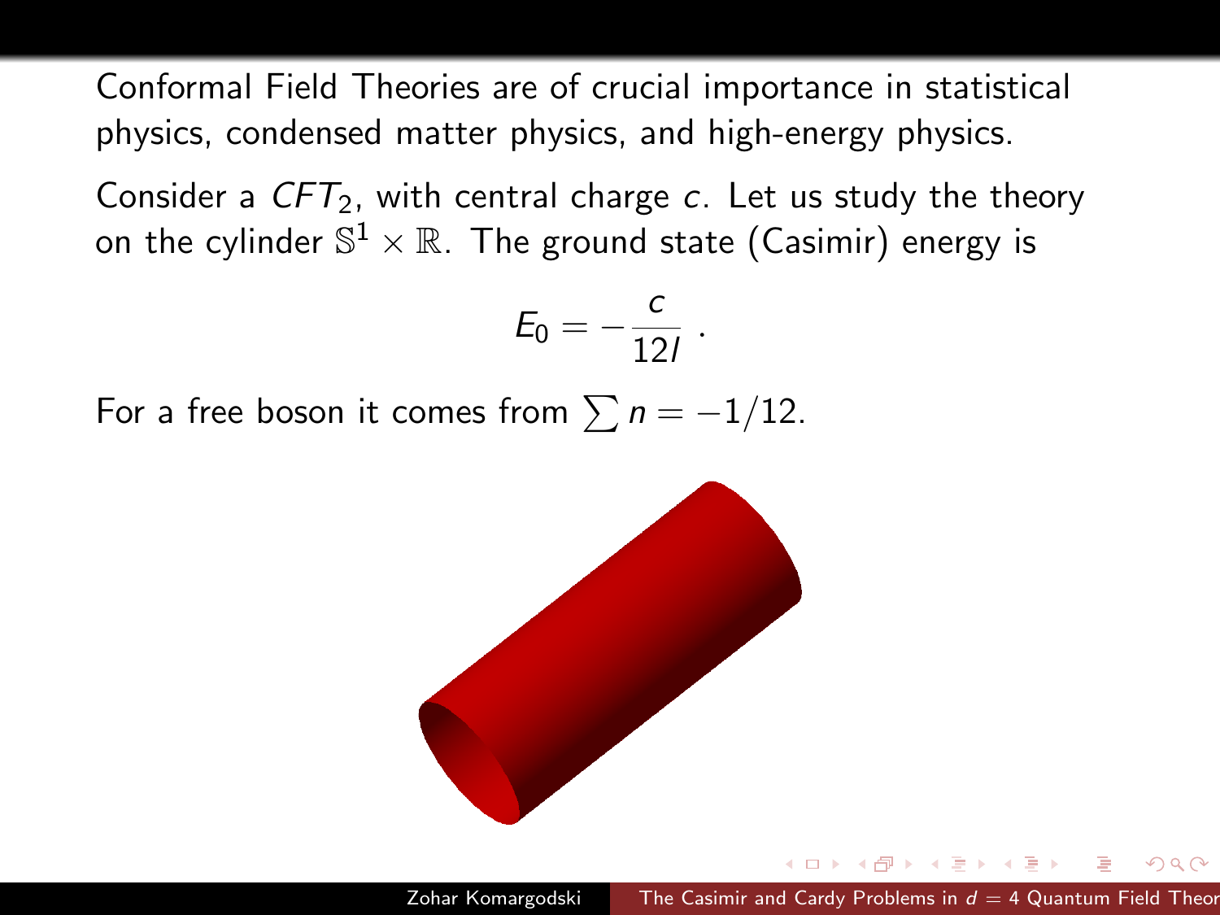Conformal Field Theories are of crucial importance in statistical physics, condensed matter physics, and high-energy physics.

Consider a $CFT_2$, with central charge $c$. Let us study the theory on the cylinder $\mathbb{S}^1 \times \mathbb{R}$. The ground state (Casimir) energy is

$$E_0 = -\frac{c}{12l} \ .$$

For a free boson it comes from $\sum n = -1/12$.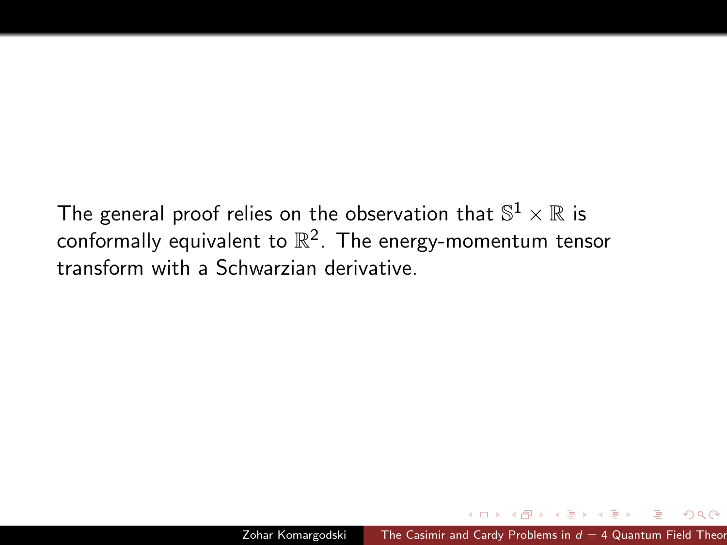The general proof relies on the observation that $\mathbb{S}^1 \times \mathbb{R}$ is conformally equivalent to $\mathbb{R}^2$. The energy-momentum tensor transform with a Schwarzian derivative.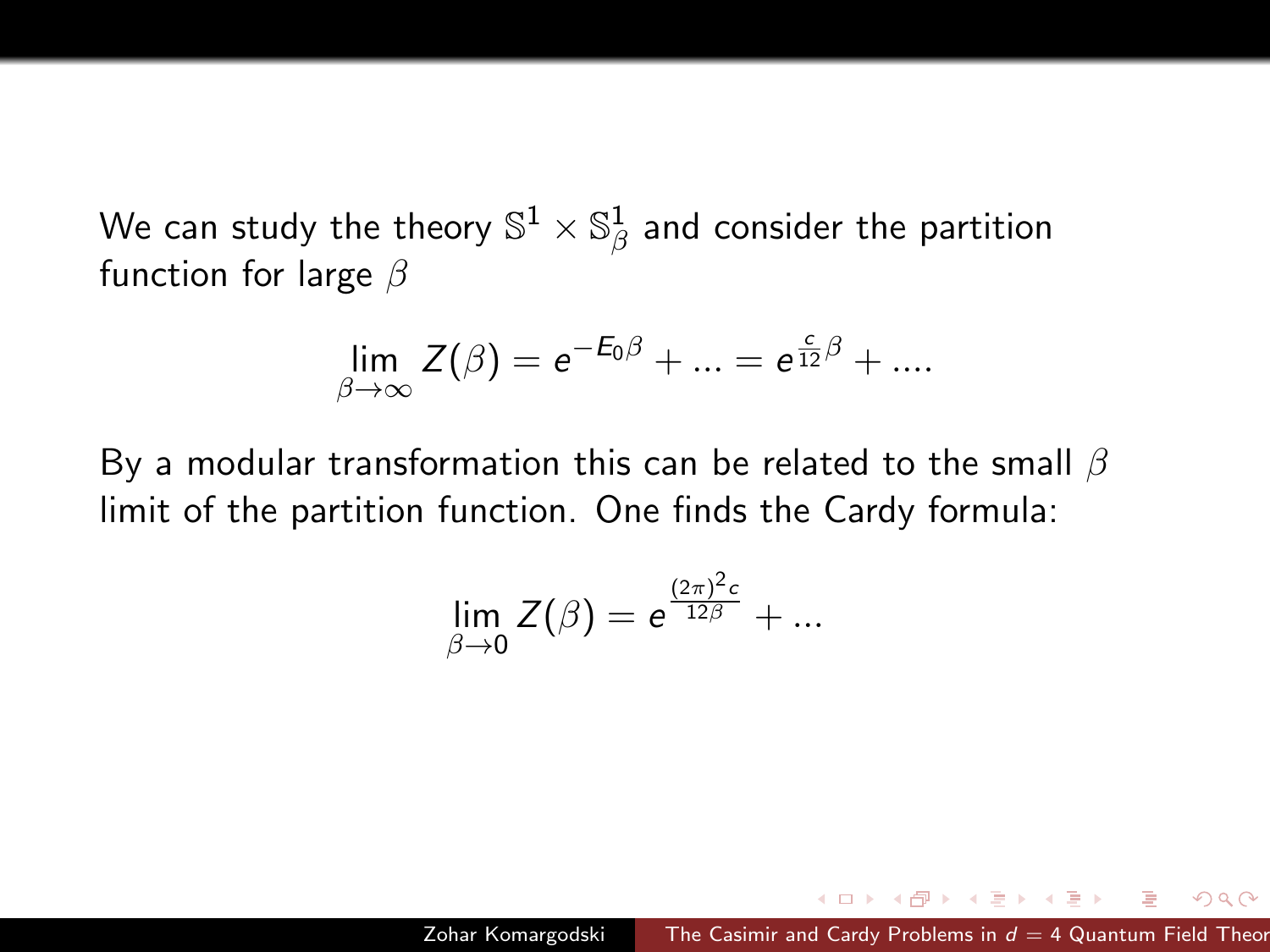We can study the theory $\mathbb{S}^1 \times \mathbb{S}^1_\beta$ and consider the partition function for large $\beta$

$$\lim_{\beta\to\infty} Z(\beta) = e^{-E_0\beta} + \ldots = e^{\frac{c}{12}\beta} + \ldots .$$

By a modular transformation this can be related to the small $\beta$ limit of the partition function. One finds the Cardy formula:

$$\lim_{\beta\to 0} Z(\beta) = e^{\frac{(2\pi)^2 c}{12\beta}} + \ldots$$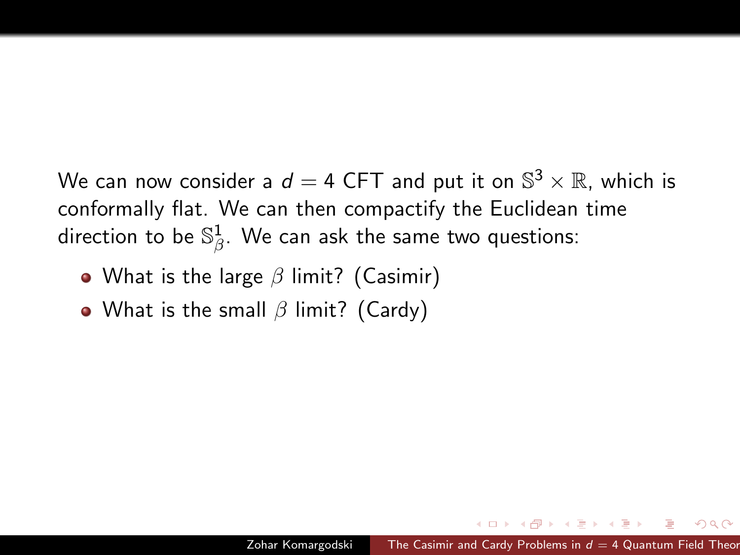We can now consider a $d = 4$ CFT and put it on $\mathbb{S}^3 \times \mathbb{R}$, which is conformally flat. We can then compactify the Euclidean time direction to be $\mathbb{S}^1_\beta$. We can ask the same two questions:

- What is the large $\beta$ limit? (Casimir)
- What is the small $\beta$ limit? (Cardy)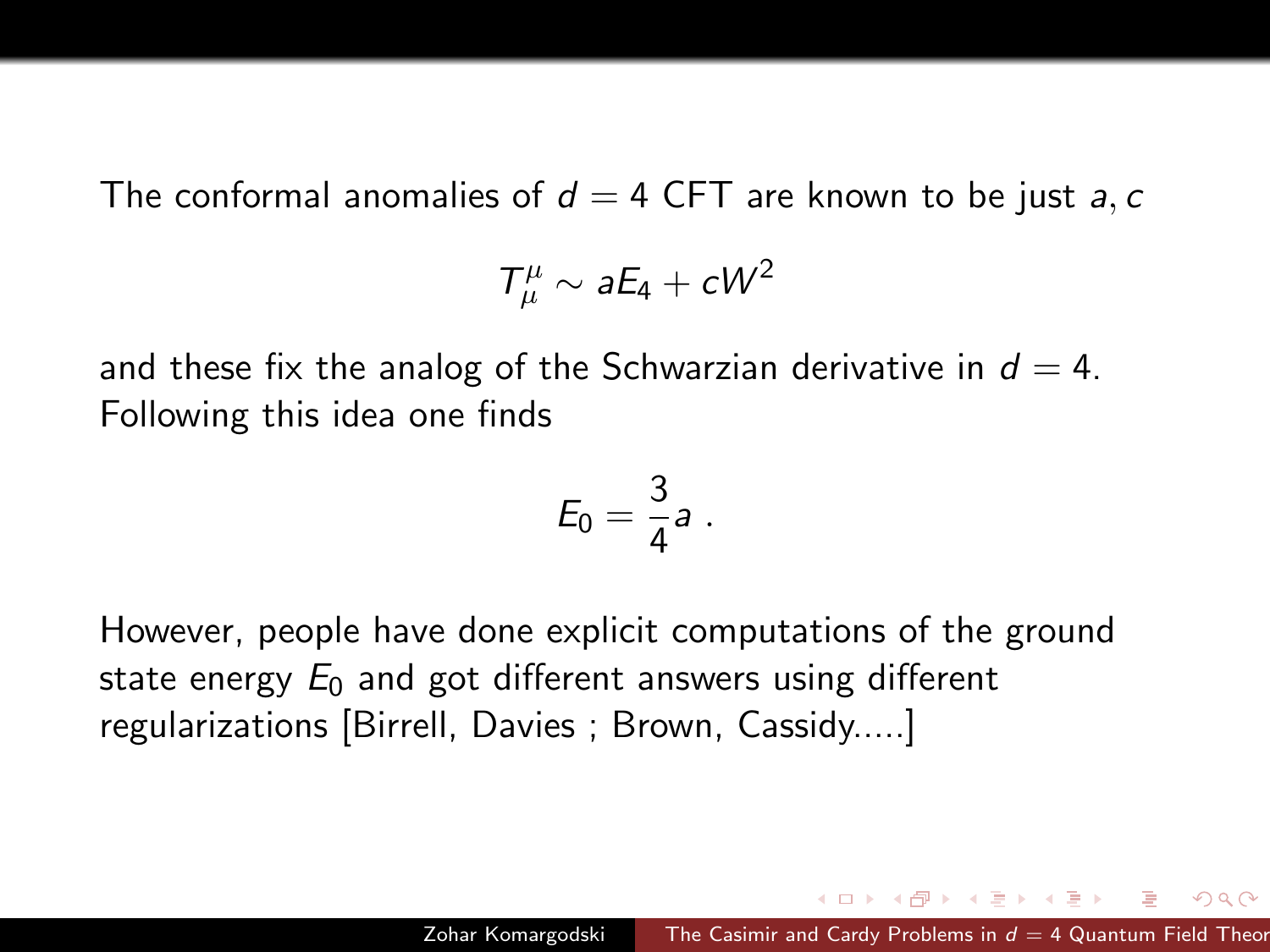The conformal anomalies of $d = 4$ CFT are known to be just $a, c$

$$T^{\mu}_{\mu} \sim aE_4 + cW^2$$

and these fix the analog of the Schwarzian derivative in $d = 4$. Following this idea one finds

$$E_0 = \frac{3}{4}a \ .$$

However, people have done explicit computations of the ground state energy $E_0$ and got different answers using different regularizations [Birrell, Davies ; Brown, Cassidy.....]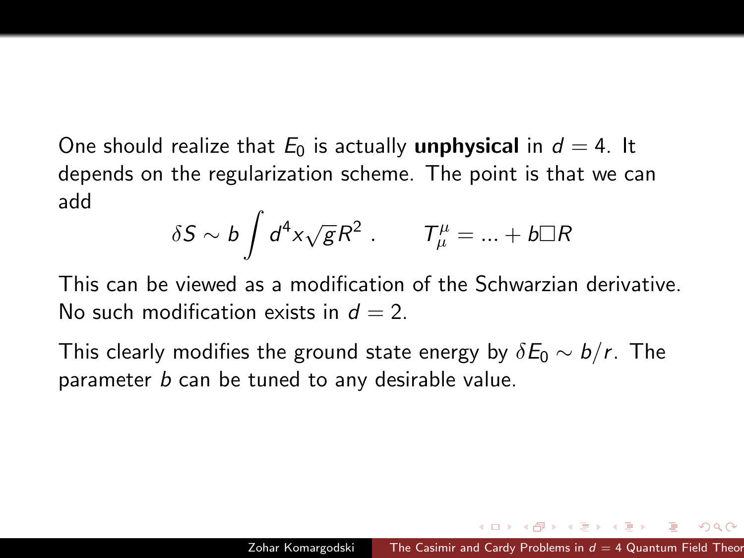One should realize that $E_0$ is actually **unphysical** in $d = 4$. It depends on the regularization scheme. The point is that we can add

$$\delta S \sim b \int d^4x \sqrt{g} R^2 \ . \qquad T^\mu_\mu = ... + b \Box R$$

This can be viewed as a modification of the Schwarzian derivative. No such modification exists in $d = 2$.

This clearly modifies the ground state energy by $\delta E_0 \sim b/r$. The parameter $b$ can be tuned to any desirable value.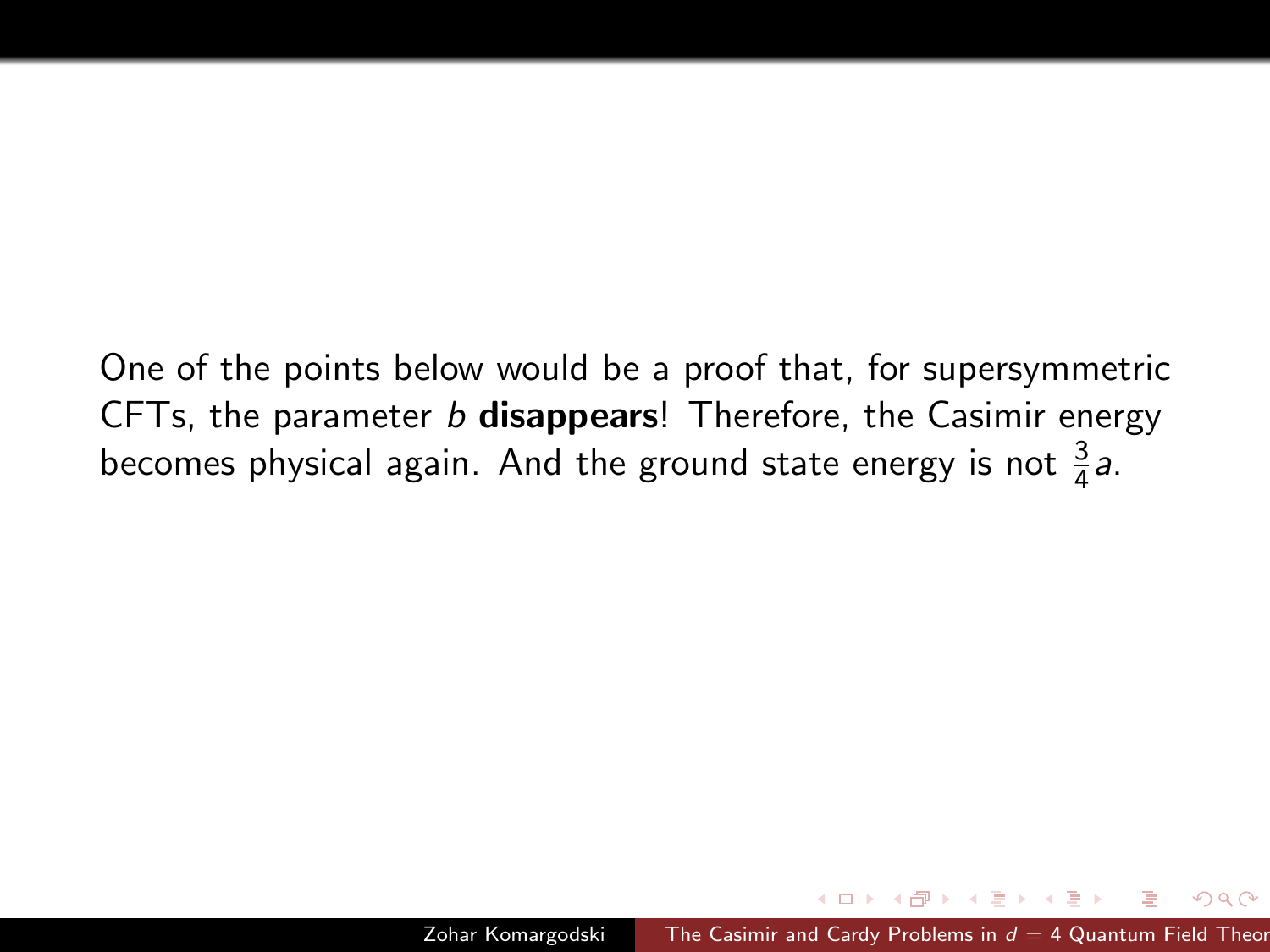One of the points below would be a proof that, for supersymmetric CFTs, the parameter $b$ **disappears**! Therefore, the Casimir energy becomes physical again. And the ground state energy is not $\frac{3}{4}a$.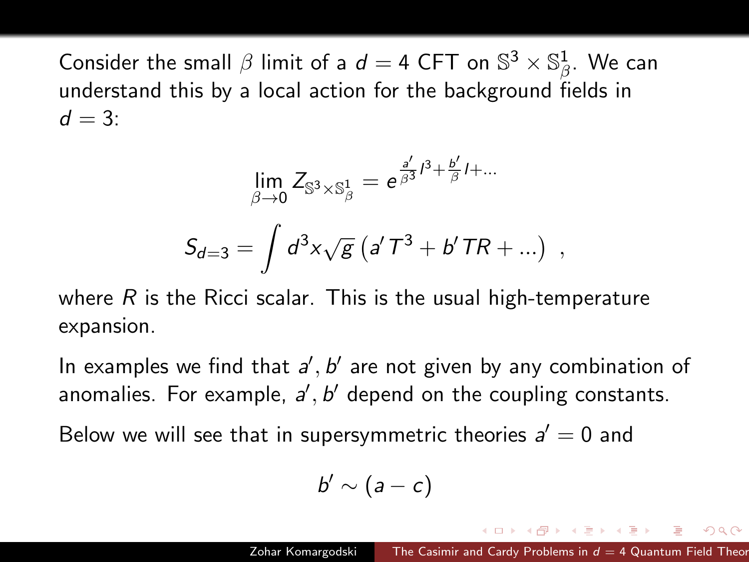Consider the small $\beta$ limit of a $d = 4$ CFT on $\mathbb{S}^3 \times \mathbb{S}^1_\beta$. We can understand this by a local action for the background fields in $d = 3$:

$$\lim_{\beta \to 0} Z_{\mathbb{S}^3 \times \mathbb{S}^1_\beta} = e^{\frac{a'}{\beta^3} l^3 + \frac{b'}{\beta} l + \ldots}$$

$$S_{d=3} = \int d^3x \sqrt{g} \left( a' T^3 + b' T R + \ldots \right) ,$$

where $R$ is the Ricci scalar. This is the usual high-temperature expansion.

In examples we find that $a', b'$ are not given by any combination of anomalies. For example, $a', b'$ depend on the coupling constants.

Below we will see that in supersymmetric theories $a' = 0$ and

$$b' \sim (a - c)$$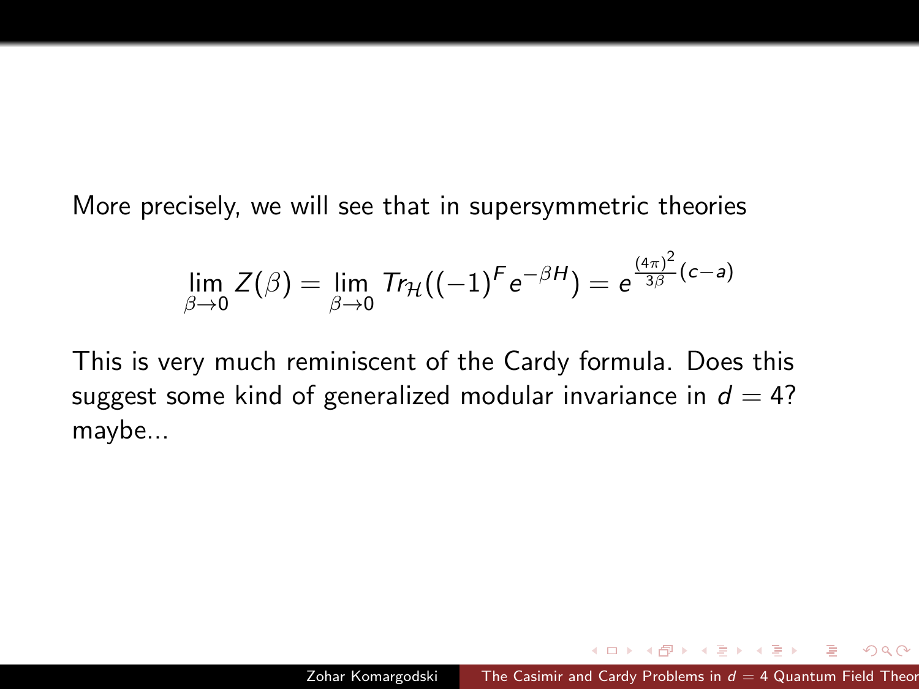More precisely, we will see that in supersymmetric theories

$$\lim_{\beta\to 0} Z(\beta) = \lim_{\beta\to 0} Tr_{\mathcal{H}}((-1)^F e^{-\beta H}) = e^{\frac{(4\pi)^2}{3\beta}(c-a)}$$

This is very much reminiscent of the Cardy formula. Does this suggest some kind of generalized modular invariance in $d = 4$? maybe...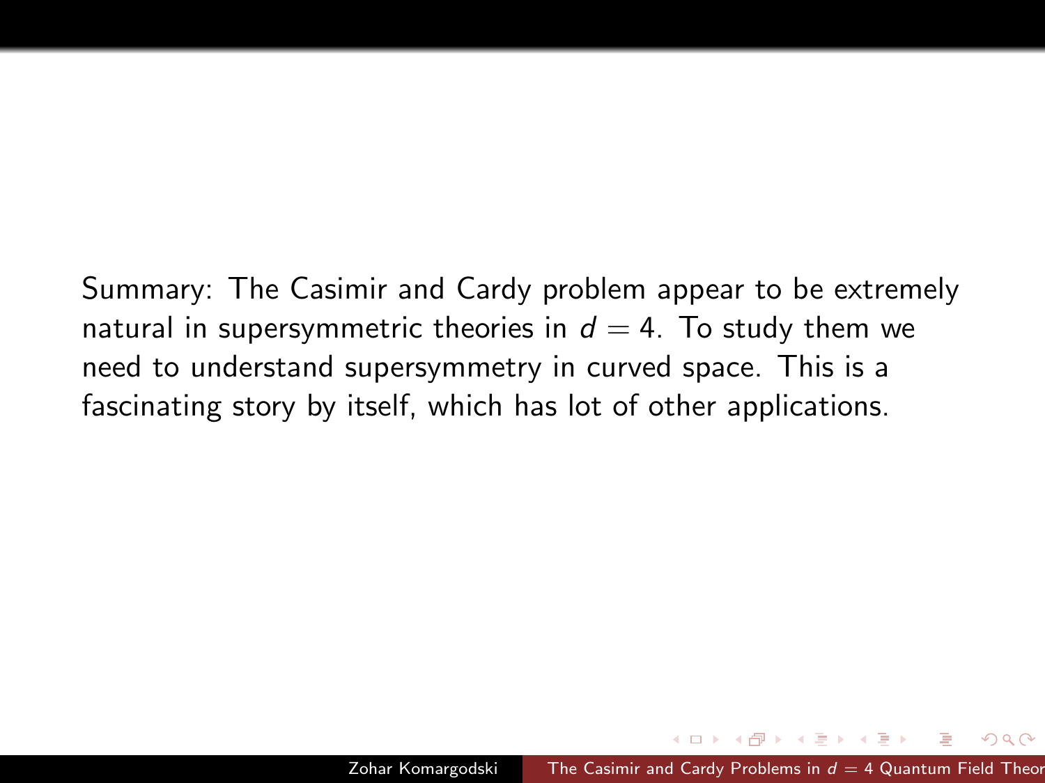Summary: The Casimir and Cardy problem appear to be extremely natural in supersymmetric theories in $d = 4$. To study them we need to understand supersymmetry in curved space. This is a fascinating story by itself, which has lot of other applications.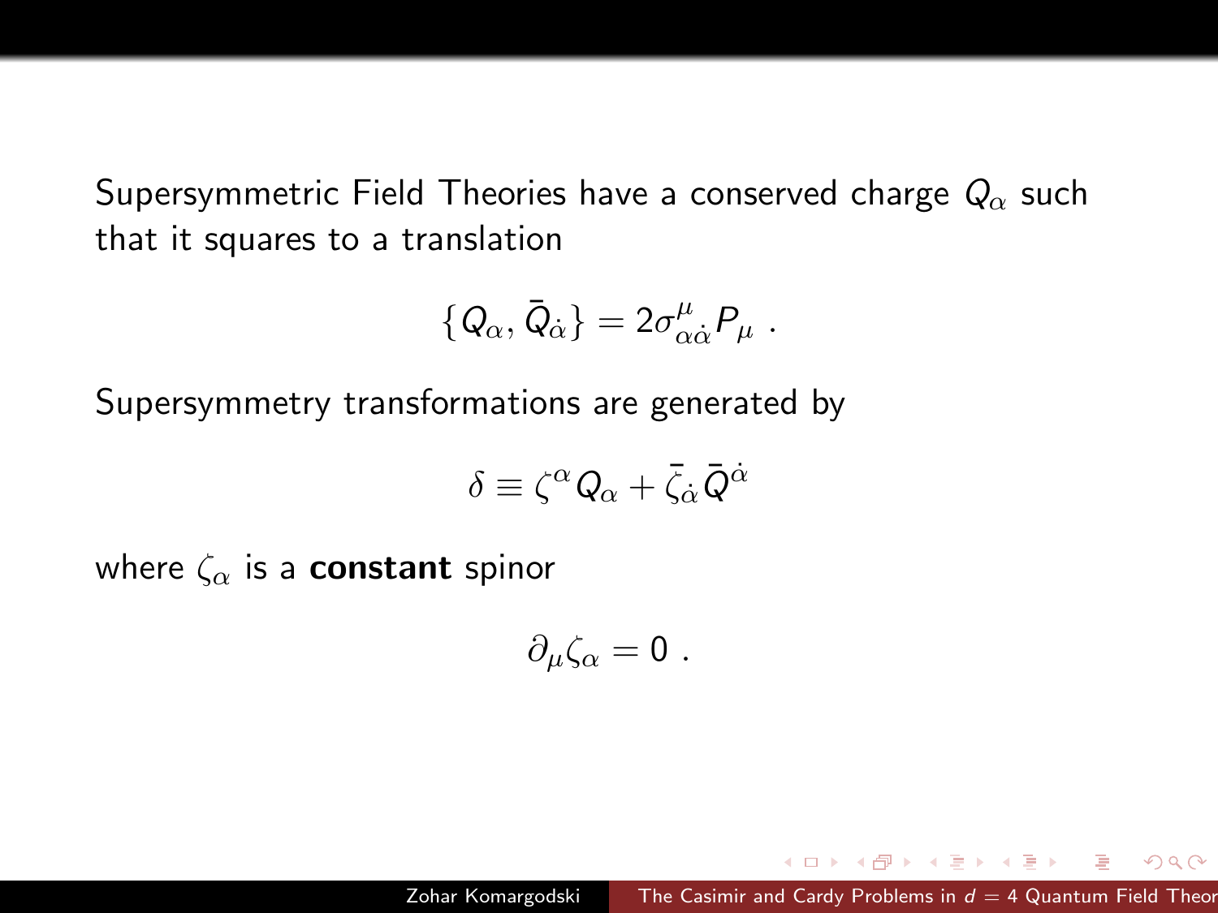Supersymmetric Field Theories have a conserved charge $Q_\alpha$ such that it squares to a translation

$$\{Q_\alpha, \bar{Q}_{\dot{\alpha}}\} = 2\sigma^\mu_{\alpha\dot{\alpha}} P_\mu \ .$$

Supersymmetry transformations are generated by

$$\delta \equiv \zeta^\alpha Q_\alpha + \bar{\zeta}_{\dot{\alpha}} \bar{Q}^{\dot{\alpha}}$$

where $\zeta_\alpha$ is a **constant** spinor

$$\partial_\mu \zeta_\alpha = 0 \ .$$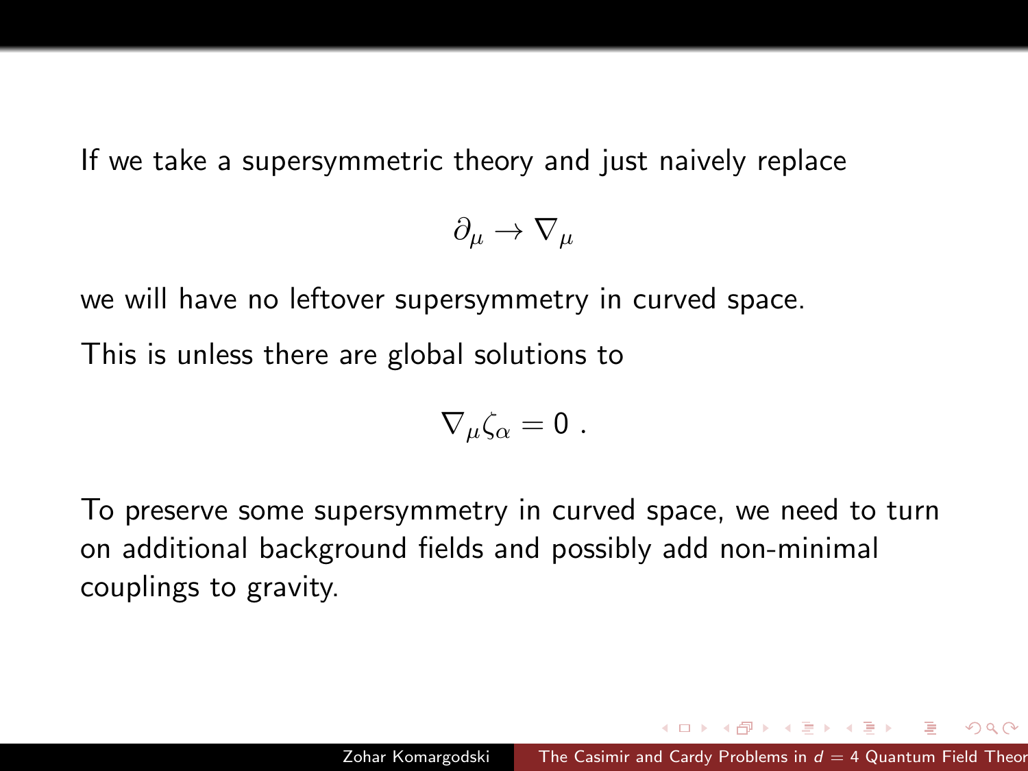If we take a supersymmetric theory and just naively replace

$$\partial_\mu \to \nabla_\mu$$

we will have no leftover supersymmetry in curved space.

This is unless there are global solutions to

$$\nabla_\mu \zeta_\alpha = 0 \ .$$

To preserve some supersymmetry in curved space, we need to turn on additional background fields and possibly add non-minimal couplings to gravity.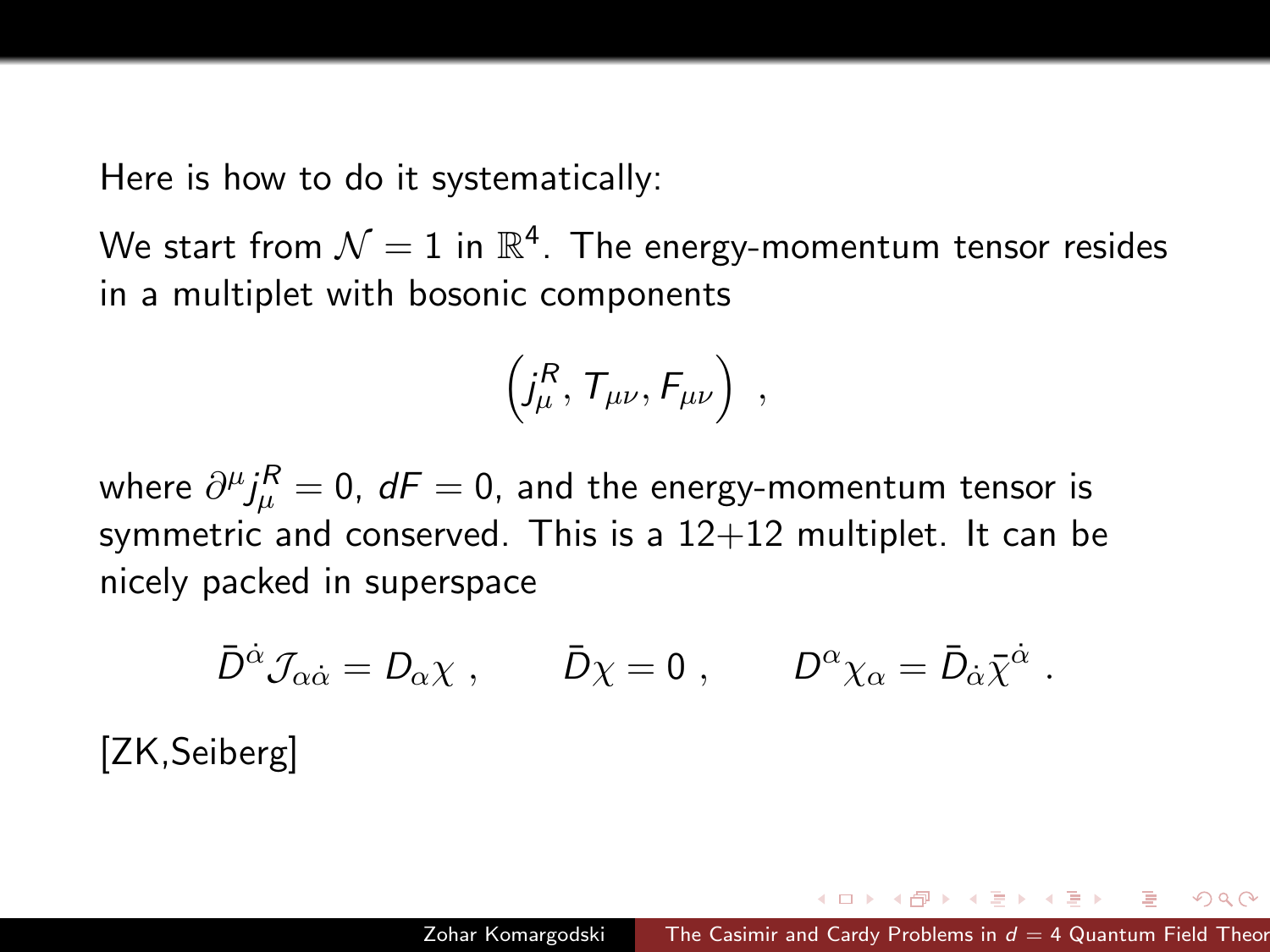Here is how to do it systematically:

We start from $\mathcal{N}=1$ in $\mathbb{R}^4$. The energy-momentum tensor resides in a multiplet with bosonic components

$$\left(j_\mu^R, T_{\mu\nu}, F_{\mu\nu}\right) \ ,$$

where $\partial^\mu j_\mu^R = 0$, $dF = 0$, and the energy-momentum tensor is symmetric and conserved. This is a 12+12 multiplet. It can be nicely packed in superspace

$$\bar{D}^{\dot\alpha}\mathcal{J}_{\alpha\dot\alpha} = D_\alpha \chi \ , \qquad \bar{D}\chi = 0 \ , \qquad D^\alpha \chi_\alpha = \bar{D}_{\dot\alpha}\bar{\chi}^{\dot\alpha} \ .$$

[ZK,Seiberg]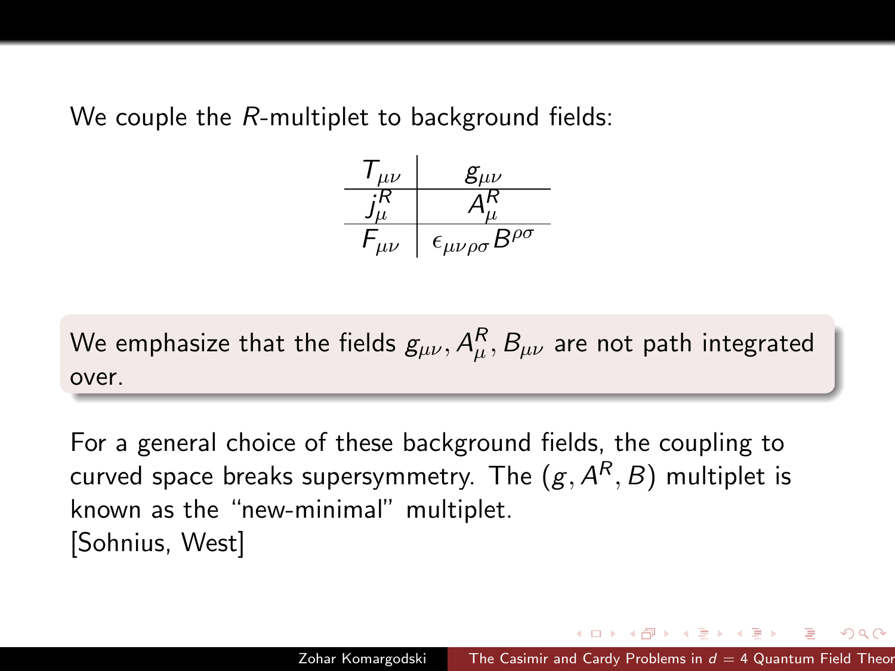We couple the $R$-multiplet to background fields:

| $T_{\mu\nu}$ | $g_{\mu\nu}$ |
|---|---|
| $j_\mu^R$ | $A_\mu^R$ |
| $F_{\mu\nu}$ | $\epsilon_{\mu\nu\rho\sigma}B^{\rho\sigma}$ |

We emphasize that the fields $g_{\mu\nu}, A_\mu^R, B_{\mu\nu}$ are not path integrated over.

For a general choice of these background fields, the coupling to curved space breaks supersymmetry. The $(g, A^R, B)$ multiplet is known as the "new-minimal" multiplet.
[Sohnius, West]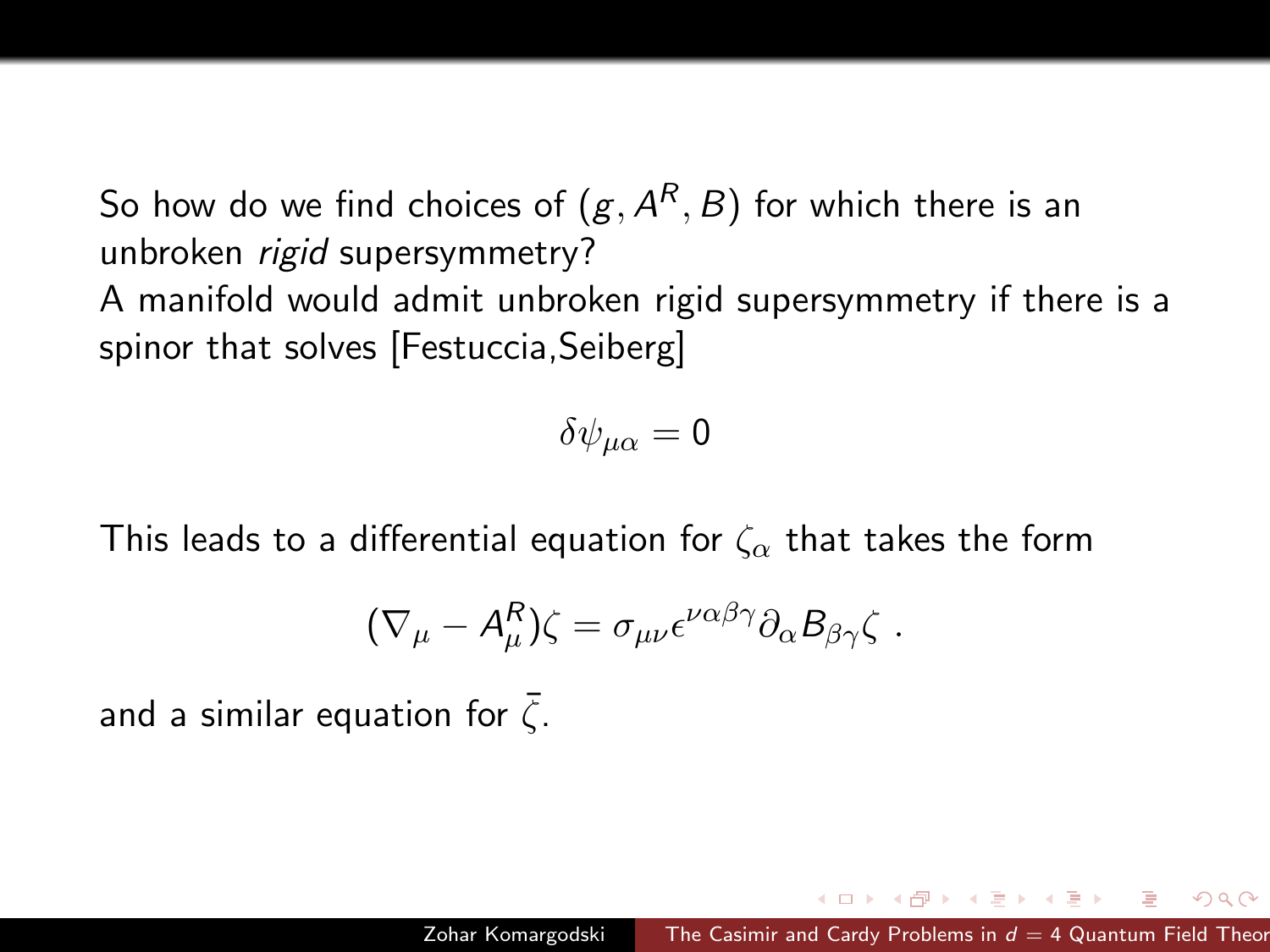So how do we find choices of $(g, A^R, B)$ for which there is an unbroken *rigid* supersymmetry?

A manifold would admit unbroken rigid supersymmetry if there is a spinor that solves [Festuccia,Seiberg]

$$\delta\psi_{\mu\alpha} = 0$$

This leads to a differential equation for $\zeta_\alpha$ that takes the form

$$(\nabla_\mu - A^R_\mu)\zeta = \sigma_{\mu\nu}\epsilon^{\nu\alpha\beta\gamma}\partial_\alpha B_{\beta\gamma}\zeta \ .$$

and a similar equation for $\bar{\zeta}$.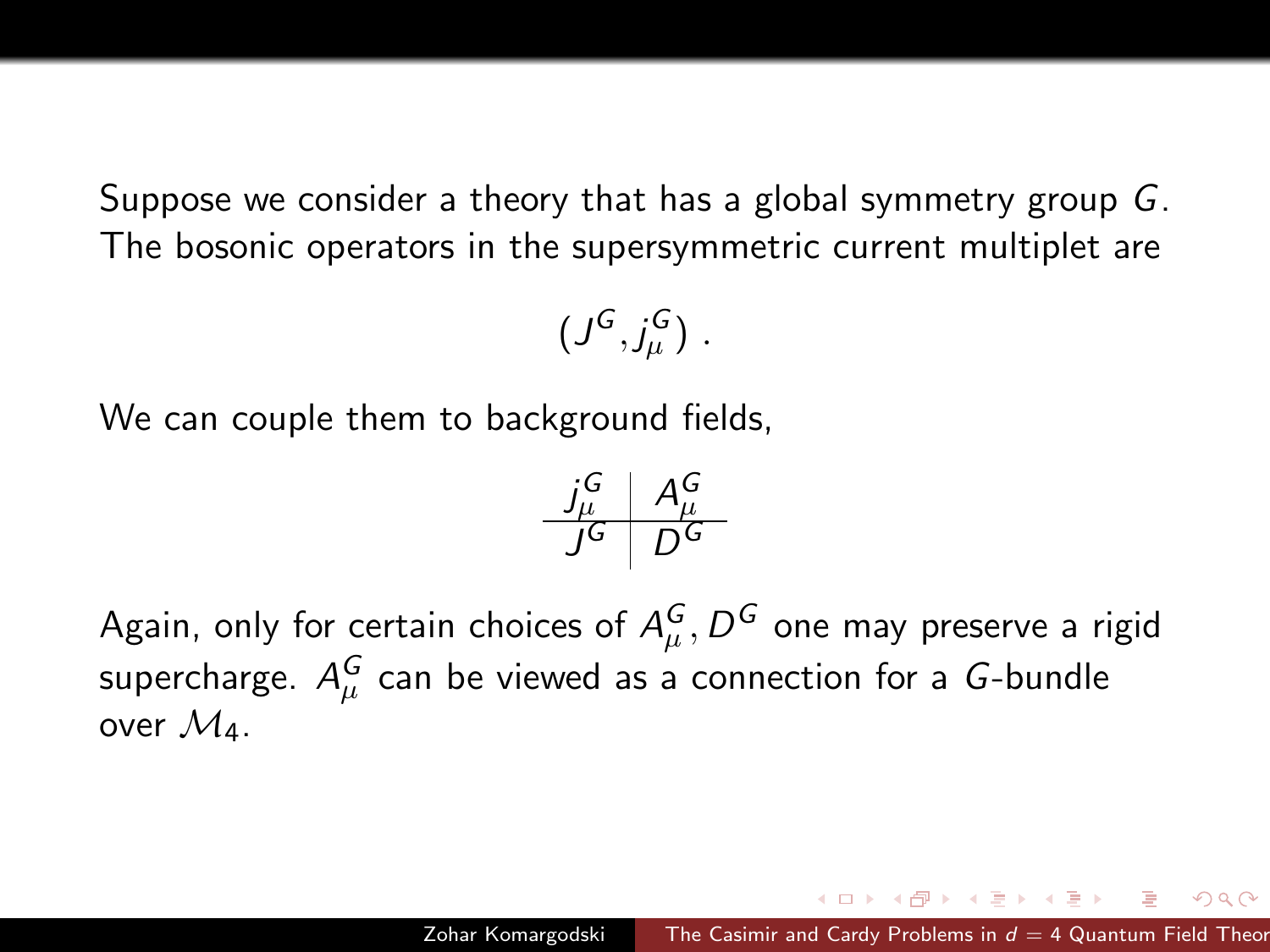Suppose we consider a theory that has a global symmetry group $G$. The bosonic operators in the supersymmetric current multiplet are

$$(J^G, j^G_\mu) \ .$$

We can couple them to background fields,

| $j^G_\mu$ | $A^G_\mu$ |
|---|---|
| $J^G$ | $D^G$ |

Again, only for certain choices of $A^G_\mu, D^G$ one may preserve a rigid supercharge. $A^G_\mu$ can be viewed as a connection for a $G$-bundle over $\mathcal{M}_4$.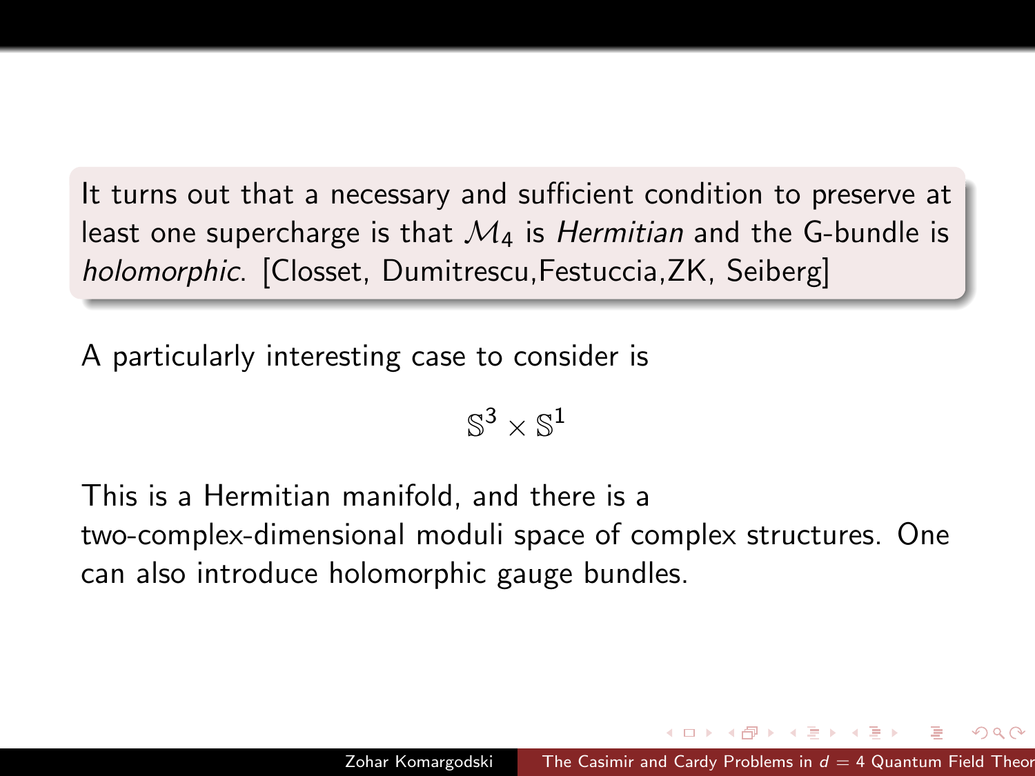It turns out that a necessary and sufficient condition to preserve at least one supercharge is that $\mathcal{M}_4$ is *Hermitian* and the G-bundle is *holomorphic*. [Closset, Dumitrescu,Festuccia,ZK, Seiberg]

A particularly interesting case to consider is

$$\mathbb{S}^3 \times \mathbb{S}^1$$

This is a Hermitian manifold, and there is a two-complex-dimensional moduli space of complex structures. One can also introduce holomorphic gauge bundles.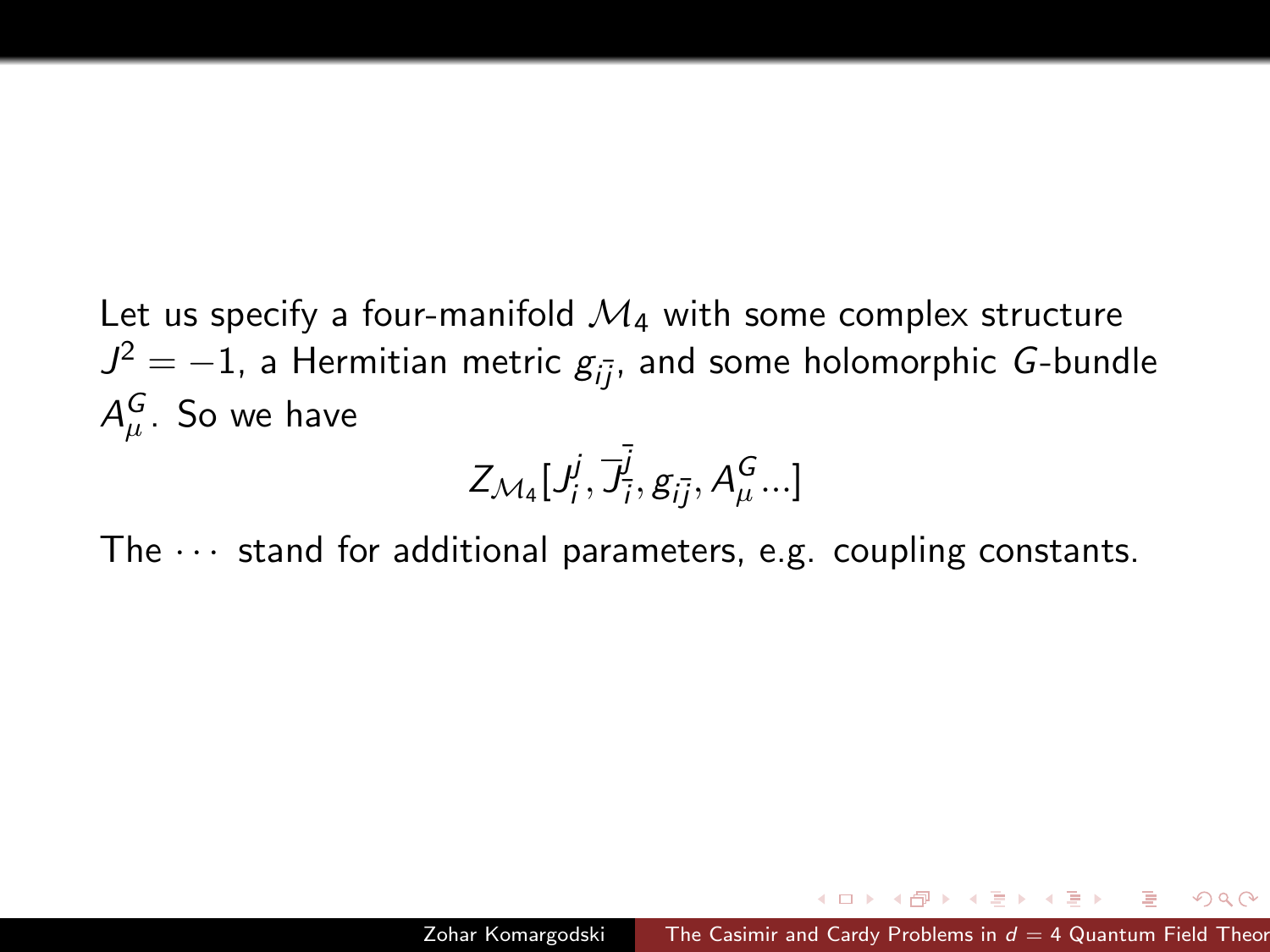Let us specify a four-manifold $\mathcal{M}_4$ with some complex structure $J^2 = -1$, a Hermitian metric $g_{i\bar{j}}$, and some holomorphic $G$-bundle $A_\mu^G$. So we have

$$Z_{\mathcal{M}_4}[J_i^j, \bar{J}_{\bar{i}}^{\bar{j}}, g_{i\bar{j}}, A_\mu^G \ldots]$$

The $\cdots$ stand for additional parameters, e.g. coupling constants.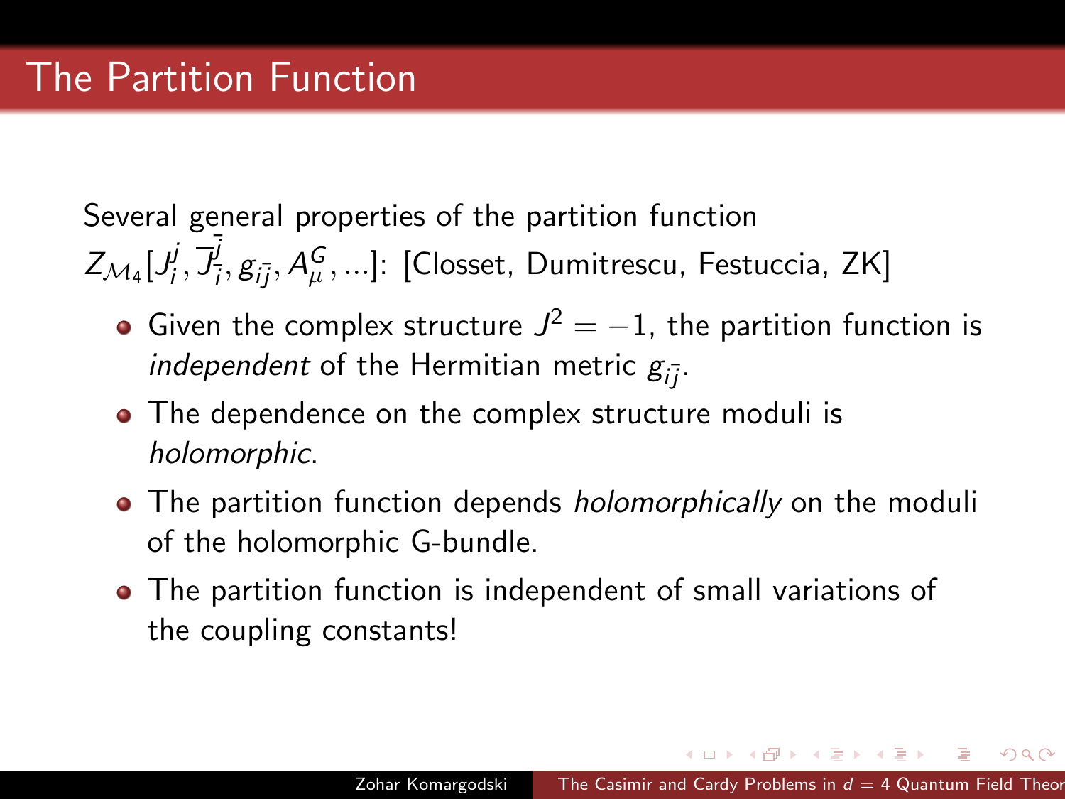# The Partition Function

Several general properties of the partition function $Z_{\mathcal{M}_4}[J_i^j, \overline{J}_{\bar{i}}^{\bar{j}}, g_{i\bar{j}}, A_\mu^G, ...]$: [Closset, Dumitrescu, Festuccia, ZK]

- Given the complex structure $J^2 = -1$, the partition function is *independent* of the Hermitian metric $g_{i\bar{j}}$.
- The dependence on the complex structure moduli is *holomorphic*.
- The partition function depends *holomorphically* on the moduli of the holomorphic G-bundle.
- The partition function is independent of small variations of the coupling constants!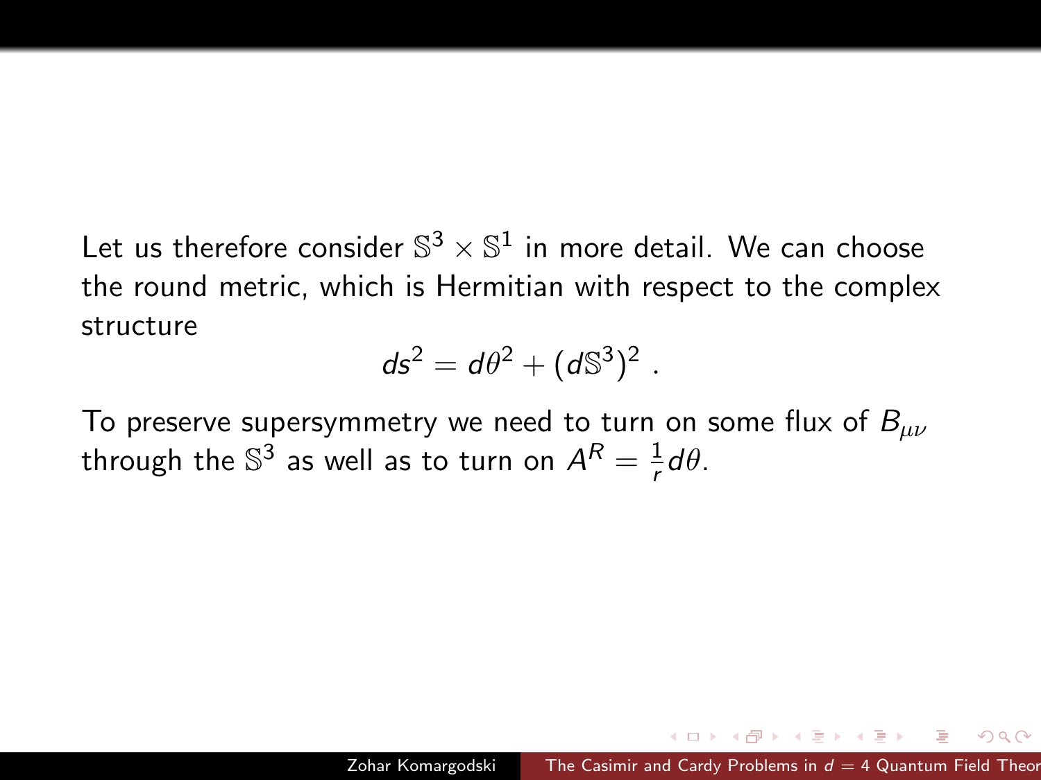Let us therefore consider $\mathbb{S}^3 \times \mathbb{S}^1$ in more detail. We can choose the round metric, which is Hermitian with respect to the complex structure

$$ds^2 = d\theta^2 + (d\mathbb{S}^3)^2 \ .$$

To preserve supersymmetry we need to turn on some flux of $B_{\mu\nu}$ through the $\mathbb{S}^3$ as well as to turn on $A^R = \frac{1}{r} d\theta$.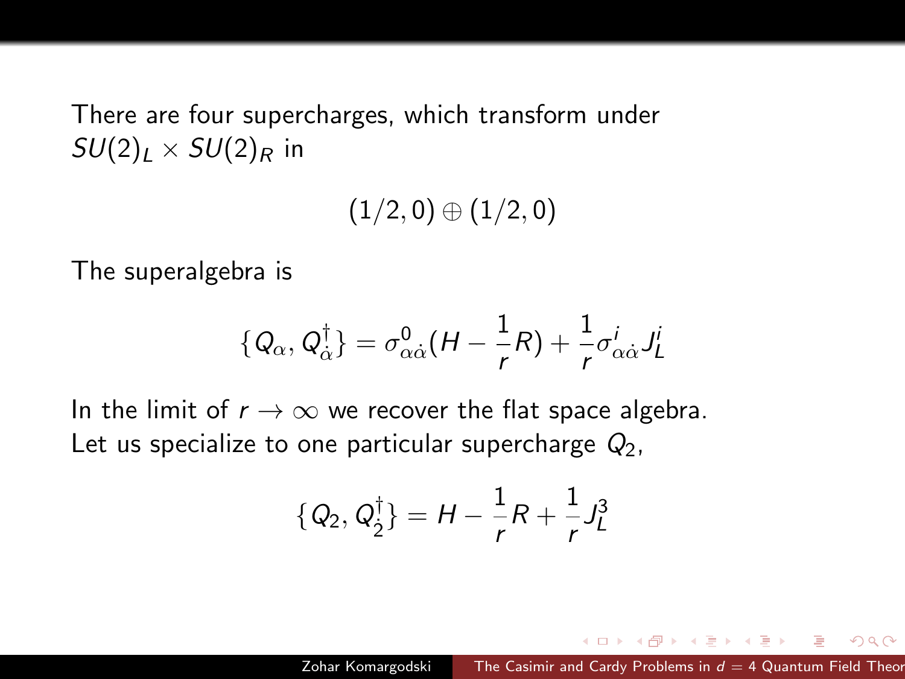There are four supercharges, which transform under $SU(2)_L \times SU(2)_R$ in

$$(1/2, 0) \oplus (1/2, 0)$$

The superalgebra is

$$\{Q_\alpha, Q^\dagger_{\dot\alpha}\} = \sigma^0_{\alpha\dot\alpha}(H - \frac{1}{r}R) + \frac{1}{r}\sigma^i_{\alpha\dot\alpha}J^i_L$$

In the limit of $r \to \infty$ we recover the flat space algebra. Let us specialize to one particular supercharge $Q_2$,

$$\{Q_2, Q^\dagger_{\dot 2}\} = H - \frac{1}{r}R + \frac{1}{r}J^3_L$$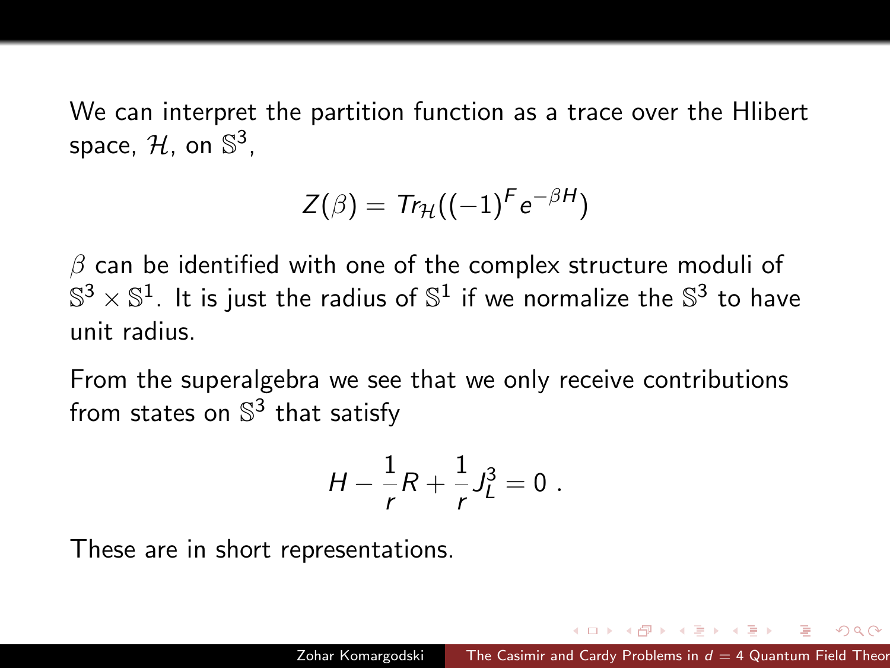We can interpret the partition function as a trace over the Hlibert space, $\mathcal{H}$, on $\mathbb{S}^3$,

$$Z(\beta) = Tr_{\mathcal{H}}((-1)^F e^{-\beta H})$$

$\beta$ can be identified with one of the complex structure moduli of $\mathbb{S}^3 \times \mathbb{S}^1$. It is just the radius of $\mathbb{S}^1$ if we normalize the $\mathbb{S}^3$ to have unit radius.

From the superalgebra we see that we only receive contributions from states on $\mathbb{S}^3$ that satisfy

$$H - \frac{1}{r}R + \frac{1}{r}J_L^3 = 0 \ .$$

These are in short representations.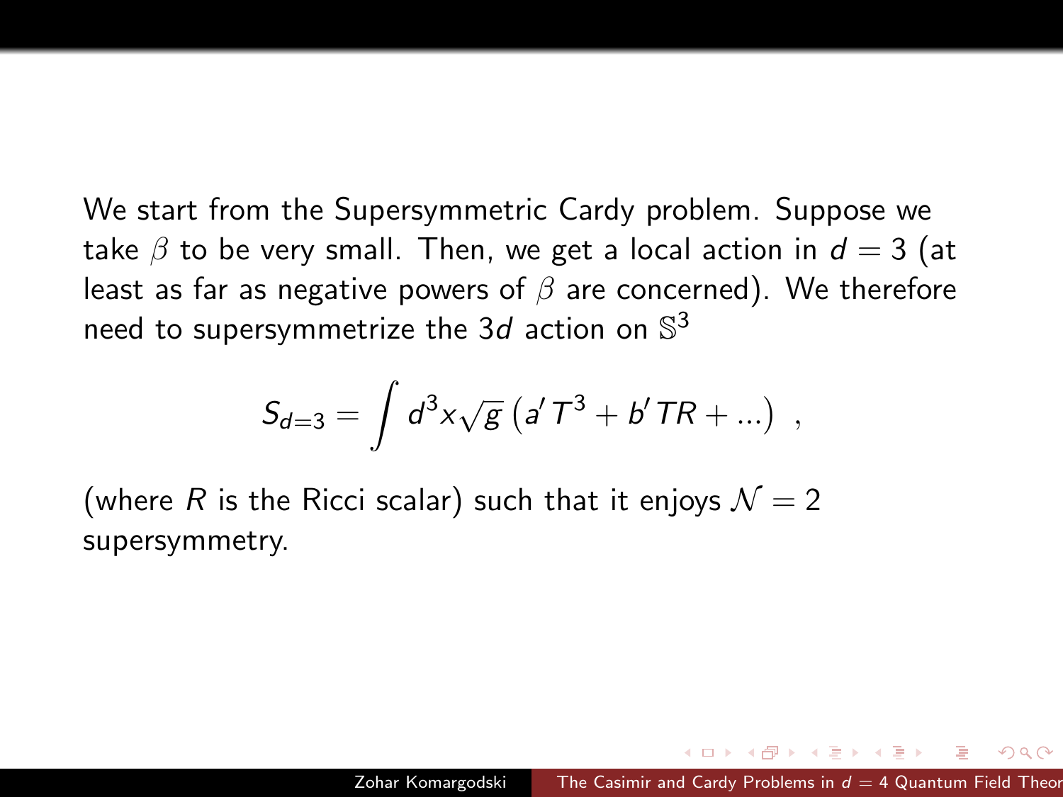We start from the Supersymmetric Cardy problem. Suppose we take $\beta$ to be very small. Then, we get a local action in $d = 3$ (at least as far as negative powers of $\beta$ are concerned). We therefore need to supersymmetrize the $3d$ action on $\mathbb{S}^3$

$$S_{d=3} = \int d^3x \sqrt{g} \left( a' T^3 + b' TR + ... \right) \ ,$$

(where $R$ is the Ricci scalar) such that it enjoys $\mathcal{N} = 2$ supersymmetry.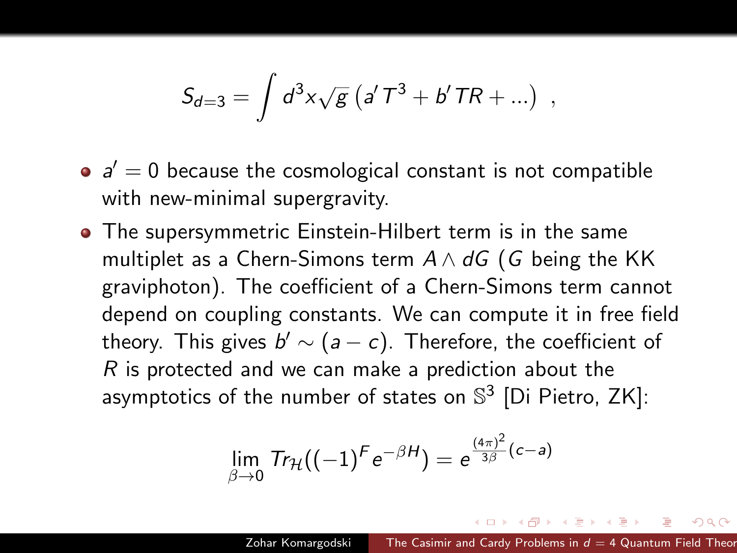$$S_{d=3} = \int d^3x\sqrt{g}\left(a' T^3 + b' TR + ...\right) \ ,$$

- $a' = 0$ because the cosmological constant is not compatible with new-minimal supergravity.
- The supersymmetric Einstein-Hilbert term is in the same multiplet as a Chern-Simons term $A \wedge dG$ ($G$ being the KK graviphoton). The coefficient of a Chern-Simons term cannot depend on coupling constants. We can compute it in free field theory. This gives $b' \sim (a - c)$. Therefore, the coefficient of $R$ is protected and we can make a prediction about the asymptotics of the number of states on $\mathbb{S}^3$ [Di Pietro, ZK]:

$$\lim_{\beta \to 0} Tr_{\mathcal{H}}((-1)^F e^{-\beta H}) = e^{\frac{(4\pi)^2}{3\beta}(c-a)}$$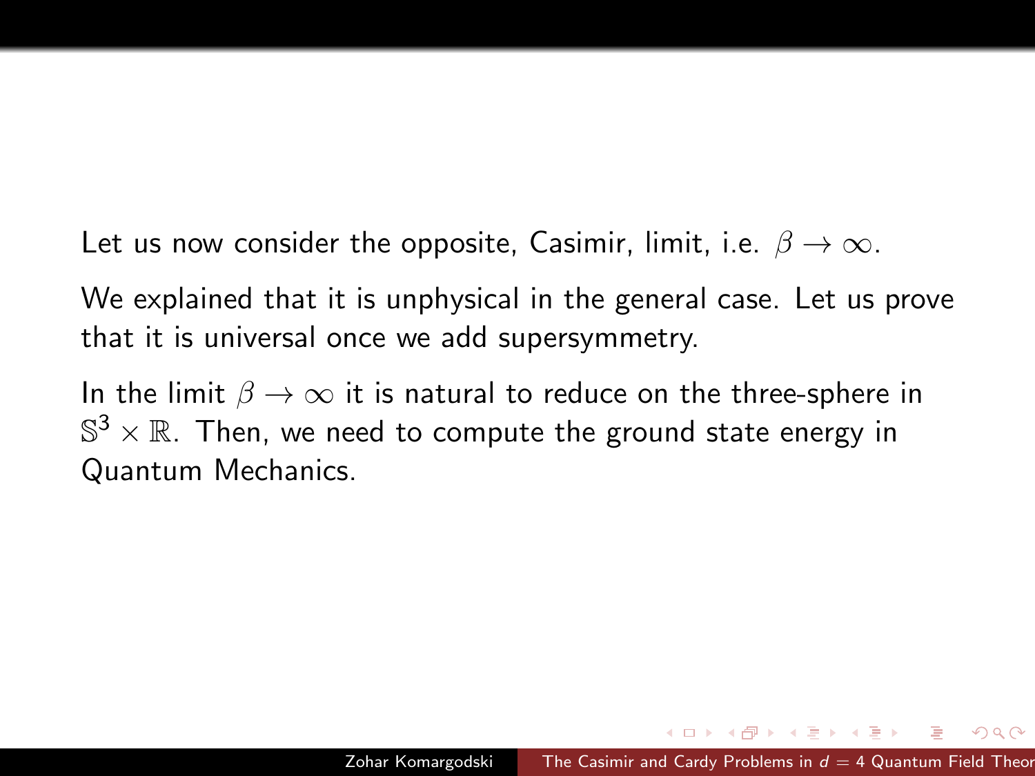Let us now consider the opposite, Casimir, limit, i.e. $\beta \to \infty$.

We explained that it is unphysical in the general case. Let us prove that it is universal once we add supersymmetry.

In the limit $\beta \to \infty$ it is natural to reduce on the three-sphere in $\mathbb{S}^3 \times \mathbb{R}$. Then, we need to compute the ground state energy in Quantum Mechanics.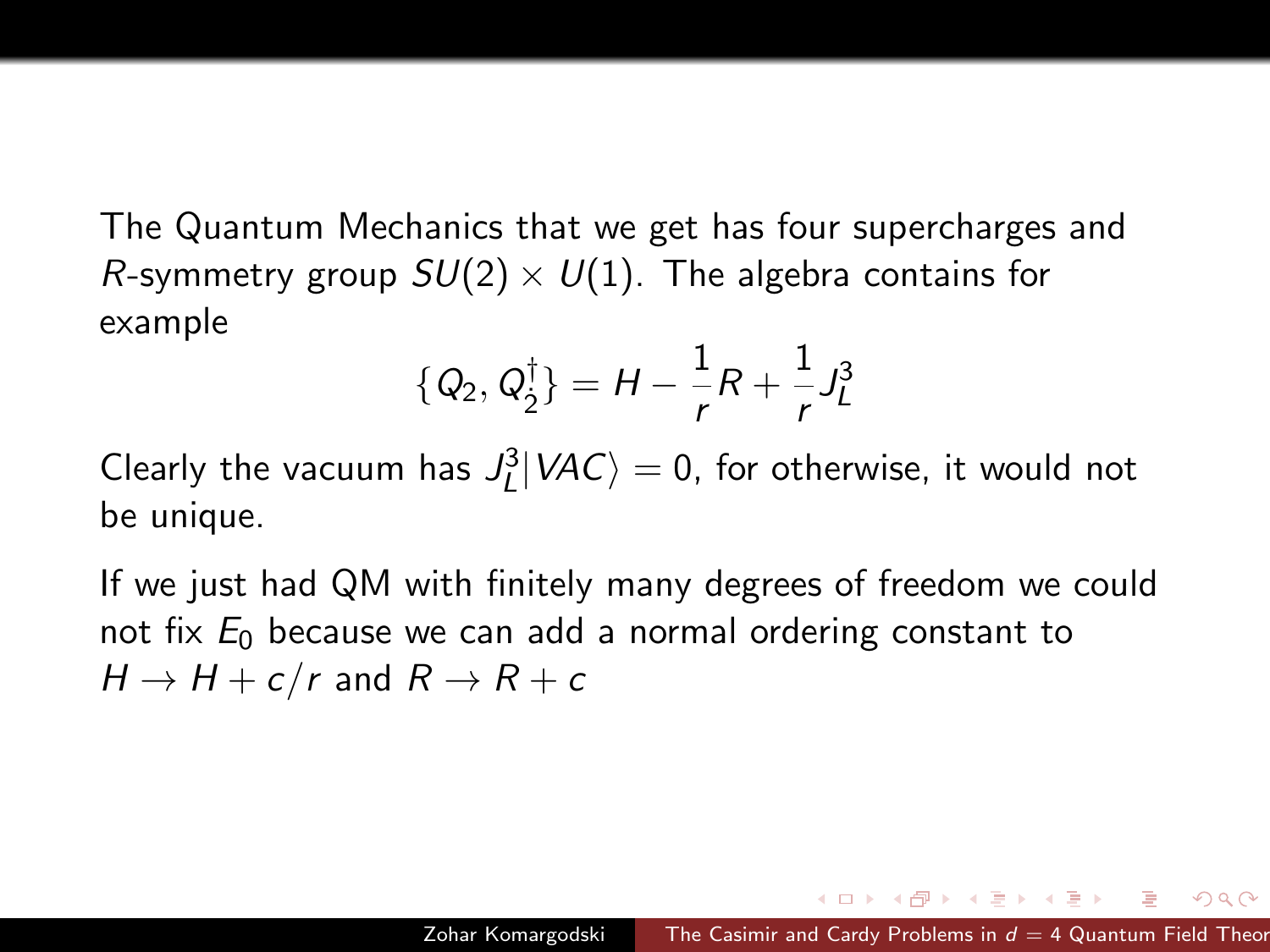The Quantum Mechanics that we get has four supercharges and $R$-symmetry group $SU(2) \times U(1)$. The algebra contains for example

$$\{Q_2, Q_2^\dagger\} = H - \frac{1}{r}R + \frac{1}{r}J_L^3$$

Clearly the vacuum has $J_L^3|VAC\rangle = 0$, for otherwise, it would not be unique.

If we just had QM with finitely many degrees of freedom we could not fix $E_0$ because we can add a normal ordering constant to $H \to H + c/r$ and $R \to R + c$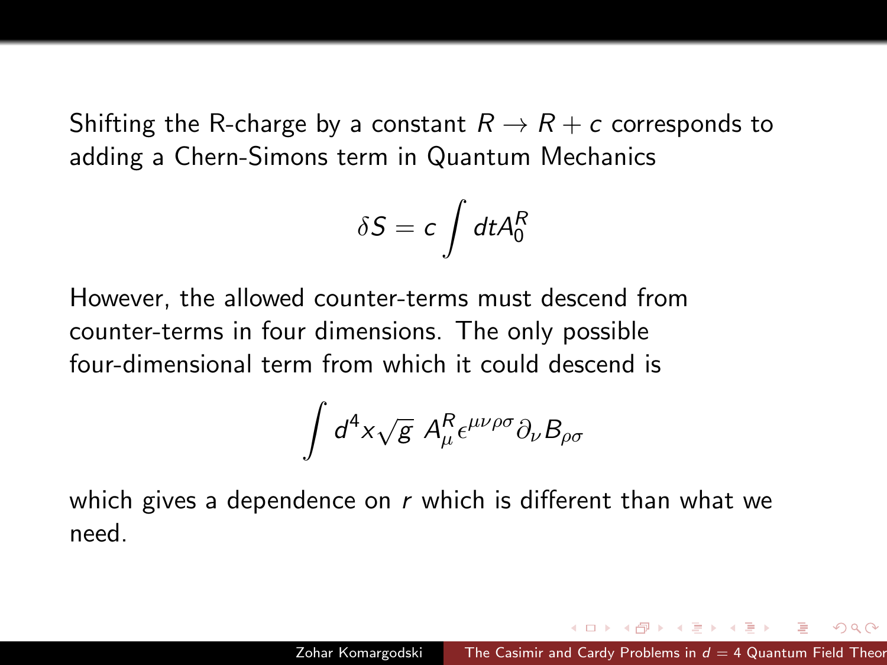Shifting the R-charge by a constant $R \to R + c$ corresponds to adding a Chern-Simons term in Quantum Mechanics

$$\delta S = c \int dt A_0^R$$

However, the allowed counter-terms must descend from counter-terms in four dimensions. The only possible four-dimensional term from which it could descend is

$$\int d^4x \sqrt{g}\; A_\mu^R \epsilon^{\mu\nu\rho\sigma} \partial_\nu B_{\rho\sigma}$$

which gives a dependence on $r$ which is different than what we need.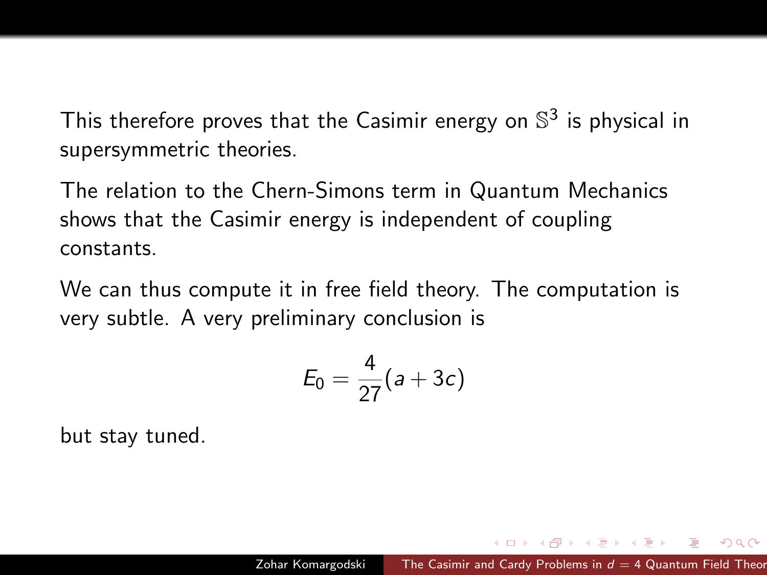This therefore proves that the Casimir energy on $\mathbb{S}^3$ is physical in supersymmetric theories.

The relation to the Chern-Simons term in Quantum Mechanics shows that the Casimir energy is independent of coupling constants.

We can thus compute it in free field theory. The computation is very subtle. A very preliminary conclusion is

$$E_0 = \frac{4}{27}(a + 3c)$$

but stay tuned.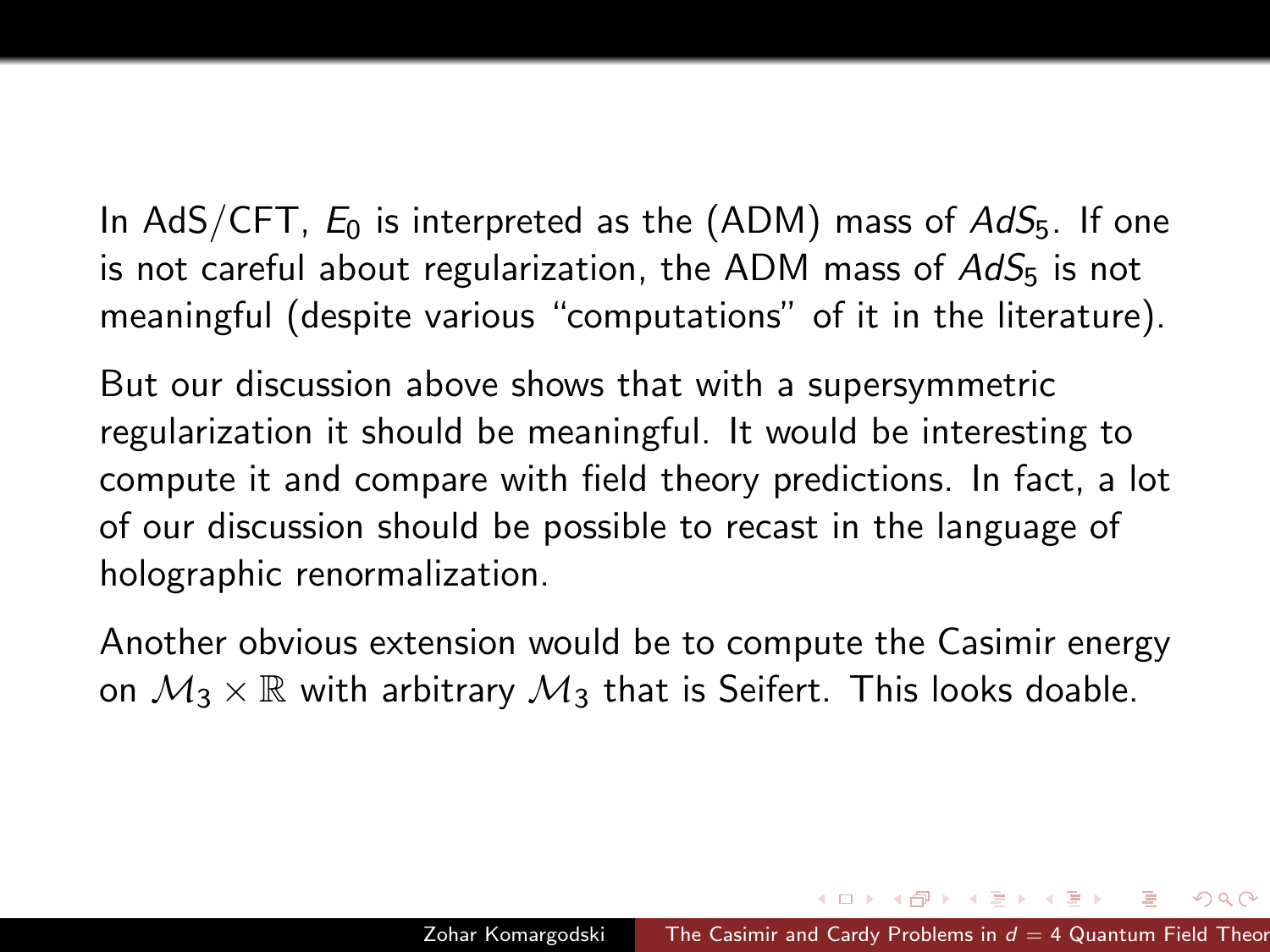In AdS/CFT, $E_0$ is interpreted as the (ADM) mass of $AdS_5$. If one is not careful about regularization, the ADM mass of $AdS_5$ is not meaningful (despite various "computations" of it in the literature).

But our discussion above shows that with a supersymmetric regularization it should be meaningful. It would be interesting to compute it and compare with field theory predictions. In fact, a lot of our discussion should be possible to recast in the language of holographic renormalization.

Another obvious extension would be to compute the Casimir energy on $\mathcal{M}_3 \times \mathbb{R}$ with arbitrary $\mathcal{M}_3$ that is Seifert. This looks doable.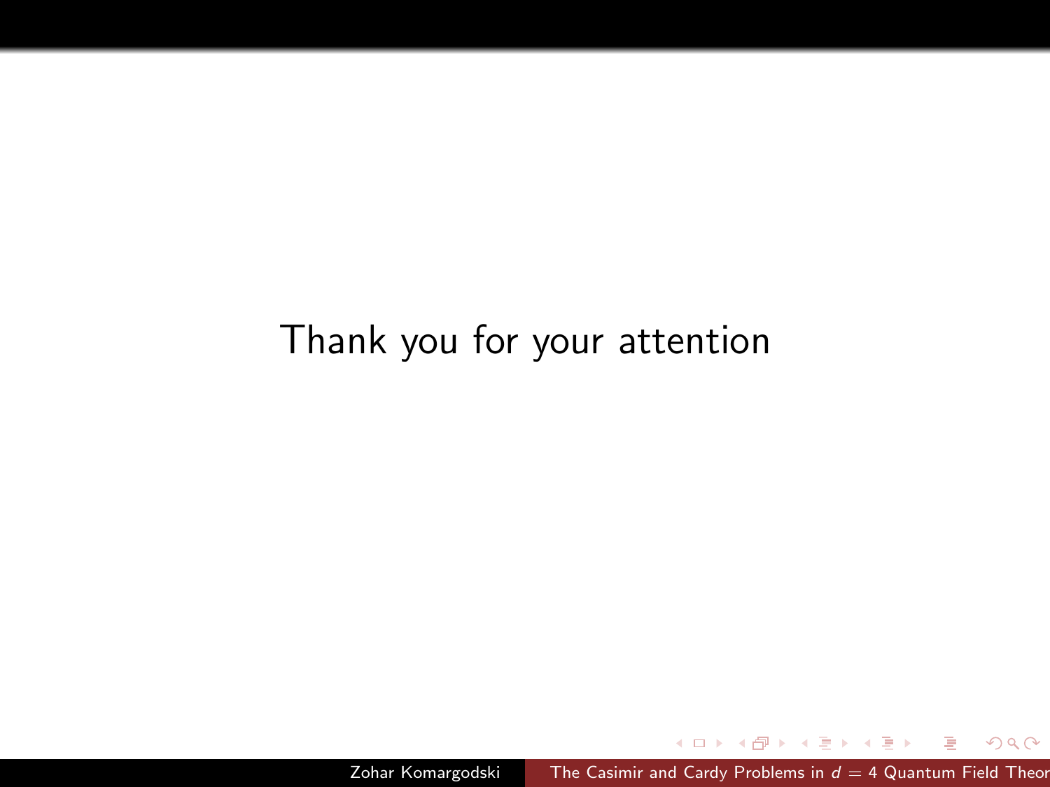Thank you for your attention